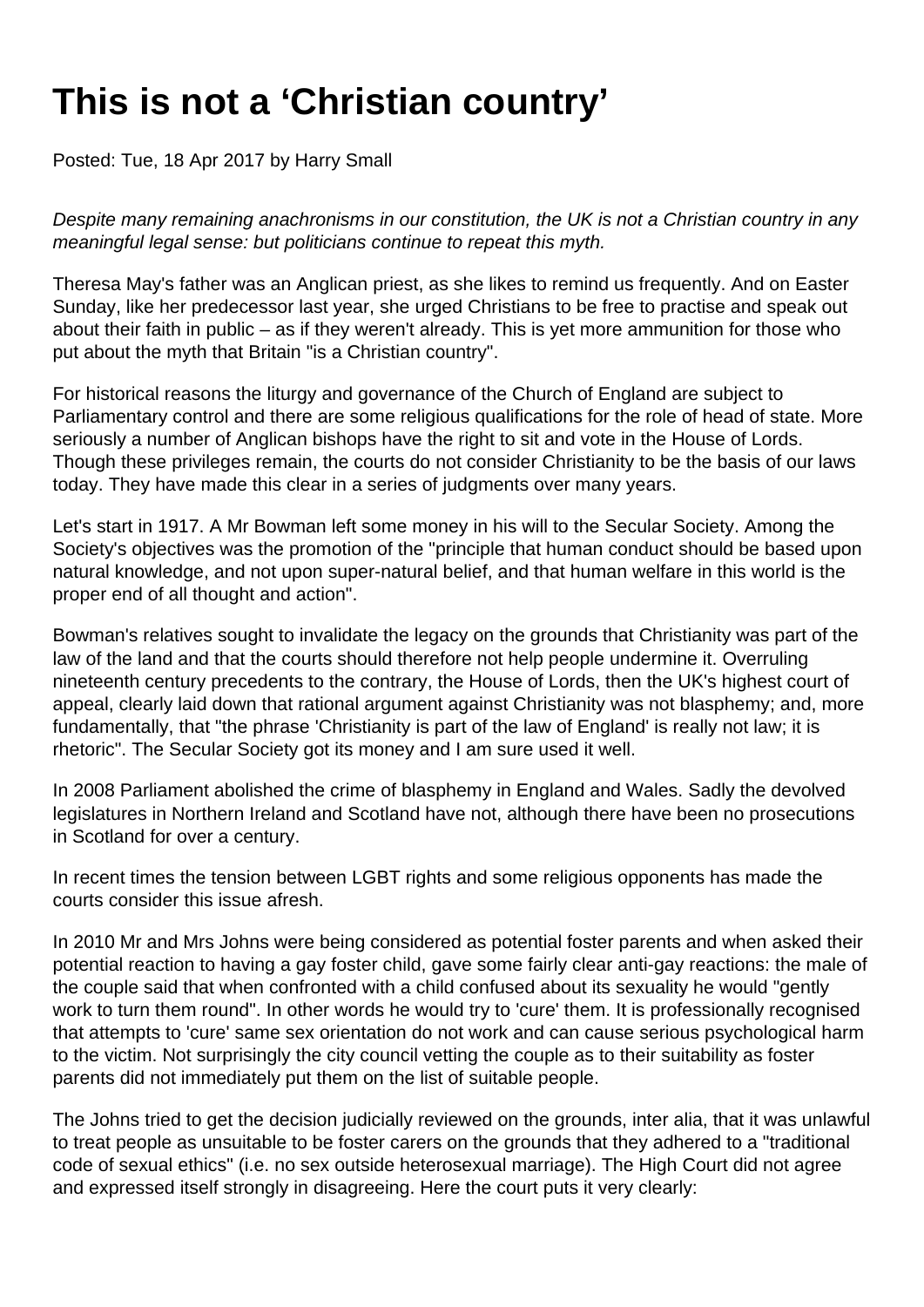# This is not a 'Christian country'

Posted: Tue, 18 Apr 2017 by Harry Small

*Despite many remaining anachronisms in our constitution, the UK is not a Christian country in any meaningful legal sense: but politicians continue to repeat this myth.*

Theresa May's father was an Anglican priest, as she likes to remind us frequently. And on Easter Sunday, like her predecessor last year, she urged Christians to be free to practise and speak out about their faith in public – as if they weren't already. This is yet more ammunition for those who put about the myth that Britain "is a Christian country".

For historical reasons the liturgy and governance of the Church of England are subject to Parliamentary control and there are some religious qualifications for the role of head of state. More seriously a number of Anglican bishops have the right to sit and vote in the House of Lords. Though these privileges remain, the courts do not consider Christianity to be the basis of our laws today. They have made this clear in a series of judgments over many years.

Let's start in 1917. A Mr Bowman left some money in his will to the Secular Society. Among the Society's objectives was the promotion of the "principle that human conduct should be based upon natural knowledge, and not upon super-natural belief, and that human welfare in this world is the proper end of all thought and action".

Bowman's relatives sought to invalidate the legacy on the grounds that Christianity was part of the law of the land and that the courts should therefore not help people undermine it. Overruling nineteenth century precedents to the contrary, the House of Lords, then the UK's highest court of appeal, clearly laid down that rational argument against Christianity was not blasphemy; and, more fundamentally, that "the phrase 'Christianity is part of the law of England' is really not law; it is rhetoric". The Secular Society got its money and I am sure used it well.

In 2008 Parliament abolished the crime of blasphemy in England and Wales. Sadly the devolved legislatures in Northern Ireland and Scotland have not, although there have been no prosecutions in Scotland for over a century.

In recent times the tension between LGBT rights and some religious opponents has made the courts consider this issue afresh.

In 2010 Mr and Mrs Johns were being considered as potential foster parents and when asked their potential reaction to having a gay foster child, gave some fairly clear anti-gay reactions: the male of the couple said that when confronted with a child confused about its sexuality he would "gently work to turn them round". In other words he would try to 'cure' them. It is professionally recognised that attempts to 'cure' same sex orientation do not work and can cause serious psychological harm to the victim. Not surprisingly the city council vetting the couple as to their suitability as foster parents did not immediately put them on the list of suitable people.

The Johns tried to get the decision judicially reviewed on the grounds, inter alia, that it was unlawful to treat people as unsuitable to be foster carers on the grounds that they adhered to a "traditional code of sexual ethics" (i.e. no sex outside heterosexual marriage). The High Court did not agree and expressed itself strongly in disagreeing. Here the court puts it very clearly: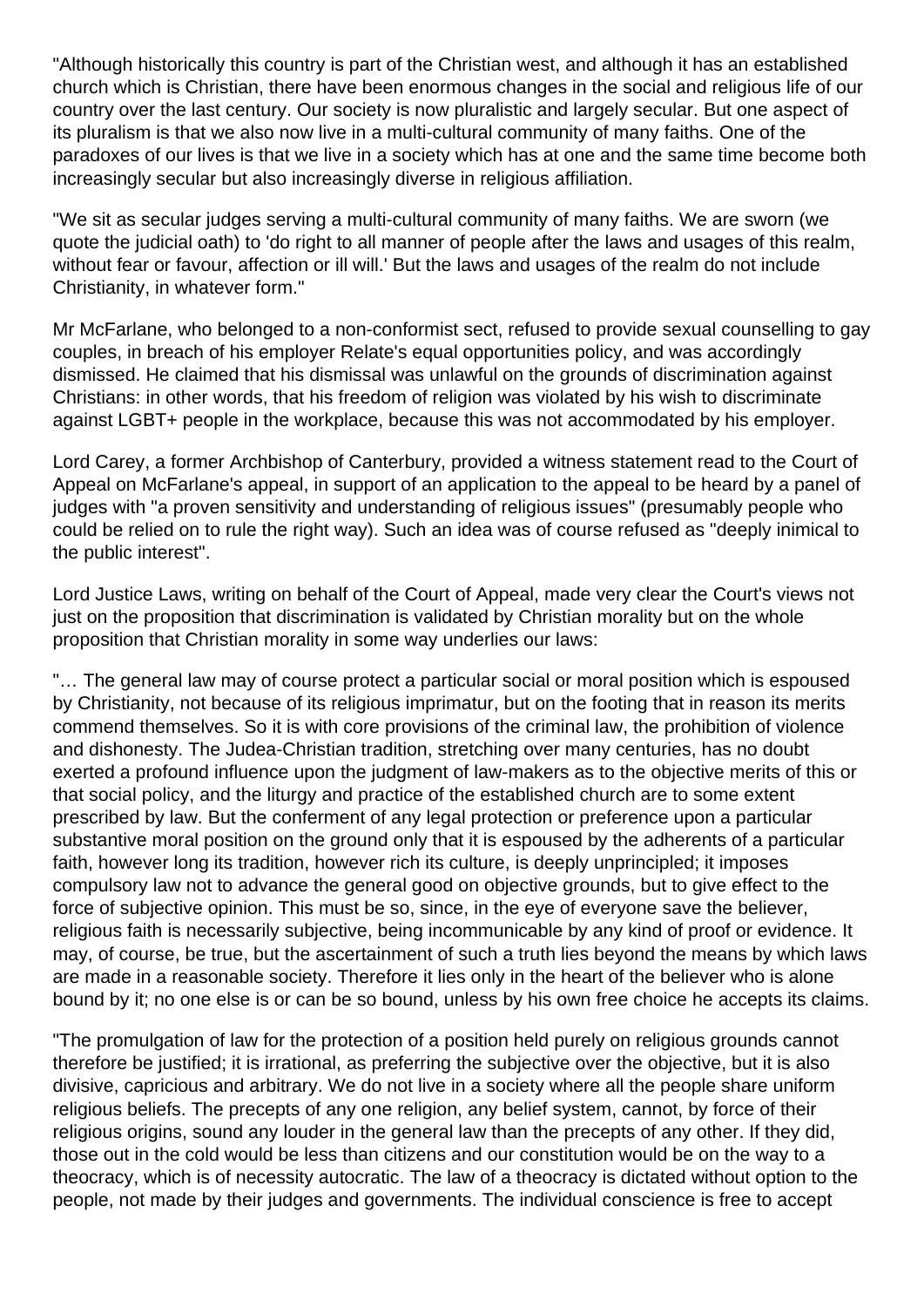"Although historically this country is part of the Christian west, and although it has an established church which is Christian, there have been enormous changes in the social and religious life of our country over the last century. Our society is now pluralistic and largely secular. But one aspect of its pluralism is that we also now live in a multi-cultural community of many faiths. One of the paradoxes of our lives is that we live in a society which has at one and the same time become both increasingly secular but also increasingly diverse in religious affiliation.

"We sit as secular judges serving a multi-cultural community of many faiths. We are sworn (we quote the judicial oath) to 'do right to all manner of people after the laws and usages of this realm, without fear or favour, affection or ill will.' But the laws and usages of the realm do not include Christianity, in whatever form."

Mr McFarlane, who belonged to a non-conformist sect, refused to provide sexual counselling to gay couples, in breach of his employer Relate's equal opportunities policy, and was accordingly dismissed. He claimed that his dismissal was unlawful on the grounds of discrimination against Christians: in other words, that his freedom of religion was violated by his wish to discriminate against LGBT+ people in the workplace, because this was not accommodated by his employer.

Lord Carey, a former Archbishop of Canterbury, provided a witness statement read to the Court of Appeal on McFarlane's appeal, in support of an application to the appeal to be heard by a panel of judges with "a proven sensitivity and understanding of religious issues" (presumably people who could be relied on to rule the right way). Such an idea was of course refused as "deeply inimical to the public interest".

Lord Justice Laws, writing on behalf of the Court of Appeal, made very clear the Court's views not just on the proposition that discrimination is validated by Christian morality but on the whole proposition that Christian morality in some way underlies our laws:

"… The general law may of course protect a particular social or moral position which is espoused by Christianity, not because of its religious imprimatur, but on the footing that in reason its merits commend themselves. So it is with core provisions of the criminal law, the prohibition of violence and dishonesty. The Judea-Christian tradition, stretching over many centuries, has no doubt exerted a profound influence upon the judgment of law-makers as to the objective merits of this or that social policy, and the liturgy and practice of the established church are to some extent prescribed by law. But the conferment of any legal protection or preference upon a particular substantive moral position on the ground only that it is espoused by the adherents of a particular faith, however long its tradition, however rich its culture, is deeply unprincipled; it imposes compulsory law not to advance the general good on objective grounds, but to give effect to the force of subjective opinion. This must be so, since, in the eye of everyone save the believer, religious faith is necessarily subjective, being incommunicable by any kind of proof or evidence. It may, of course, be true, but the ascertainment of such a truth lies beyond the means by which laws are made in a reasonable society. Therefore it lies only in the heart of the believer who is alone bound by it; no one else is or can be so bound, unless by his own free choice he accepts its claims.

"The promulgation of law for the protection of a position held purely on religious grounds cannot therefore be justified; it is irrational, as preferring the subjective over the objective, but it is also divisive, capricious and arbitrary. We do not live in a society where all the people share uniform religious beliefs. The precepts of any one religion, any belief system, cannot, by force of their religious origins, sound any louder in the general law than the precepts of any other. If they did, those out in the cold would be less than citizens and our constitution would be on the way to a theocracy, which is of necessity autocratic. The law of a theocracy is dictated without option to the people, not made by their judges and governments. The individual conscience is free to accept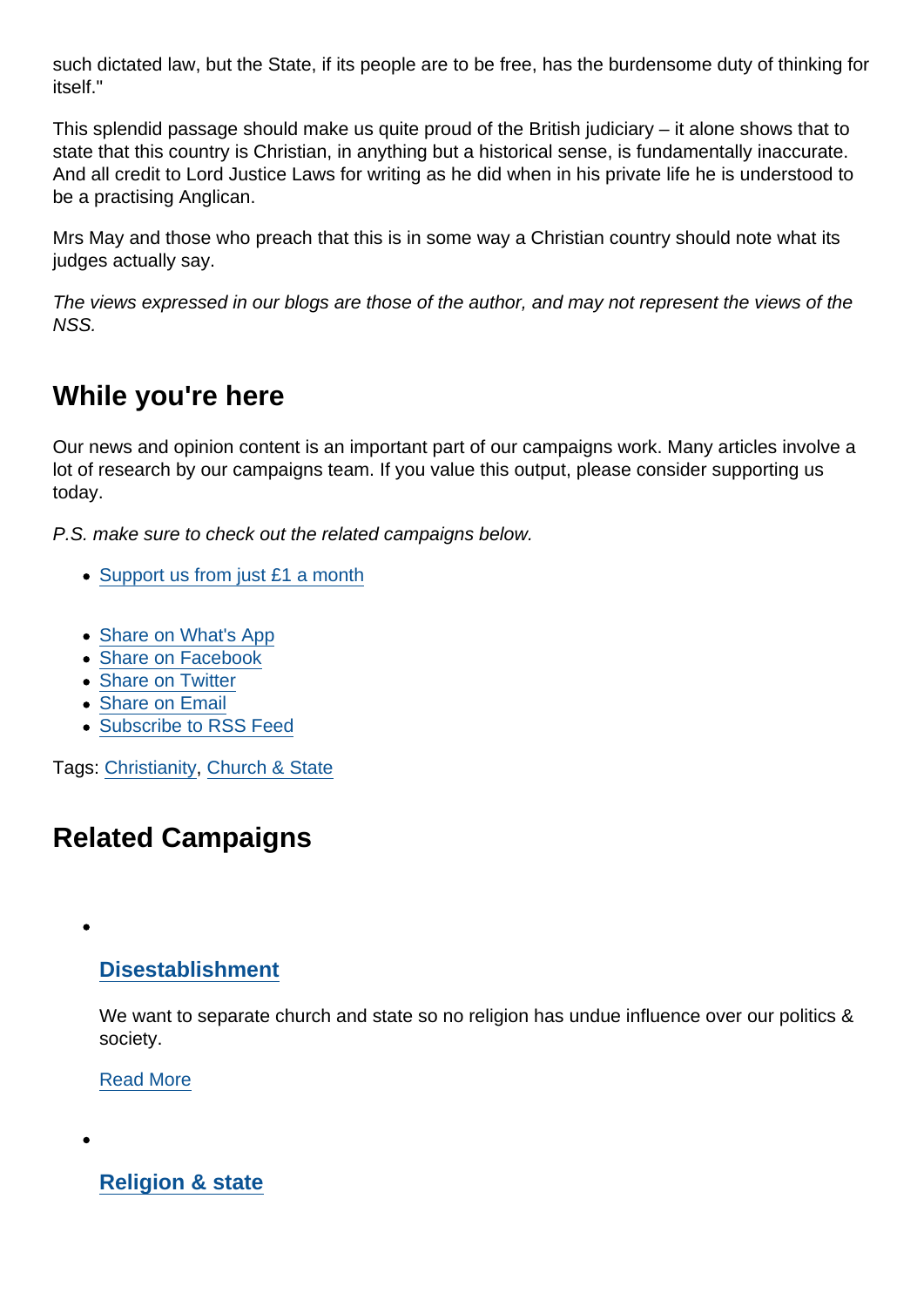such dictated law, but the State, if its people are to be free, has the burdensome duty of thinking for itself."

This splendid passage should make us quite proud of the British judiciary – it alone shows that to state that this country is Christian, in anything but a historical sense, is fundamentally inaccurate. And all credit to Lord Justice Laws for writing as he did when in his private life he is understood to be a practising Anglican.

Mrs May and those who preach that this is in some way a Christian country should note what its judges actually say.

*The views expressed in our blogs are those of the author, and may not represent the views of the NSS.*

## While you're here

Our news and opinion content is an important part of our campaigns work. Many articles involve a lot of research by our campaigns team. If you value this output, please consider supporting us today.

*P.S. make sure to check out the related campaigns below.*

- Support us from just £1 a month

- Share on What's App
- Share on Facebook
- Share on Twitter
- Share on Email
- Subscribe to RSS Feed

Tags: Christianity, Church & State

## Related Campaigns

- ### Disestablishment

  We want to separate church and state so no religion has undue influence over our politics & society.

  Read More

- ### Religion & state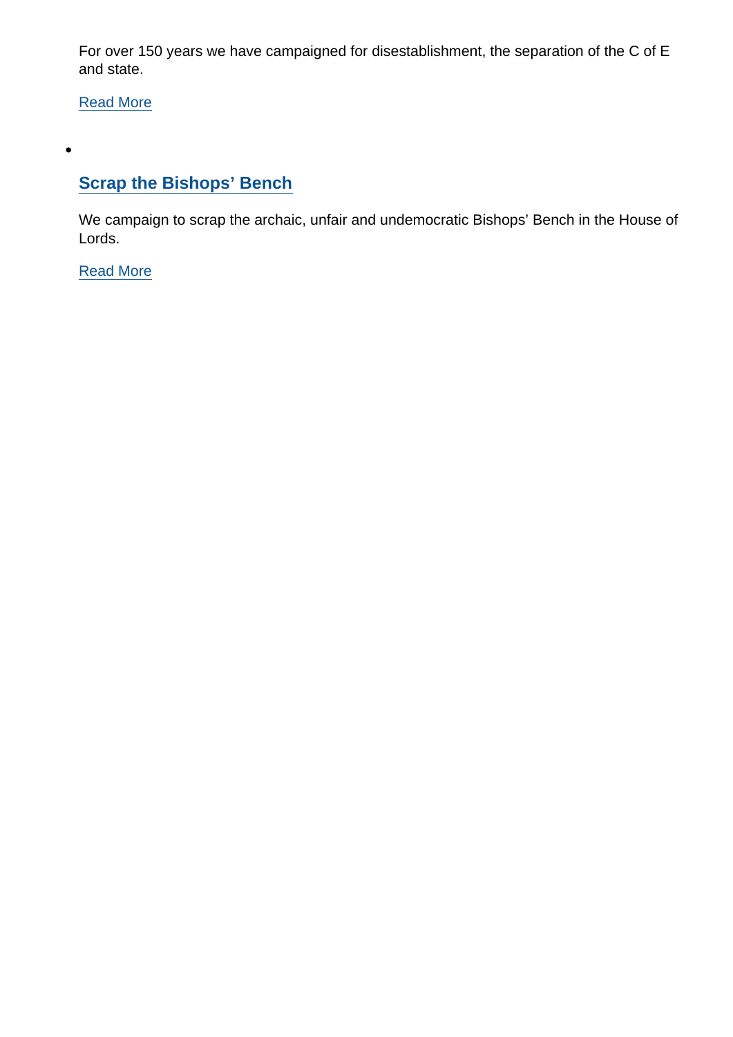For over 150 years we have campaigned for disestablishment, the separation of the C of E and state.

[Read More]

- ### [Scrap the Bishops' Bench]

  We campaign to scrap the archaic, unfair and undemocratic Bishops' Bench in the House of Lords.

  [Read More]